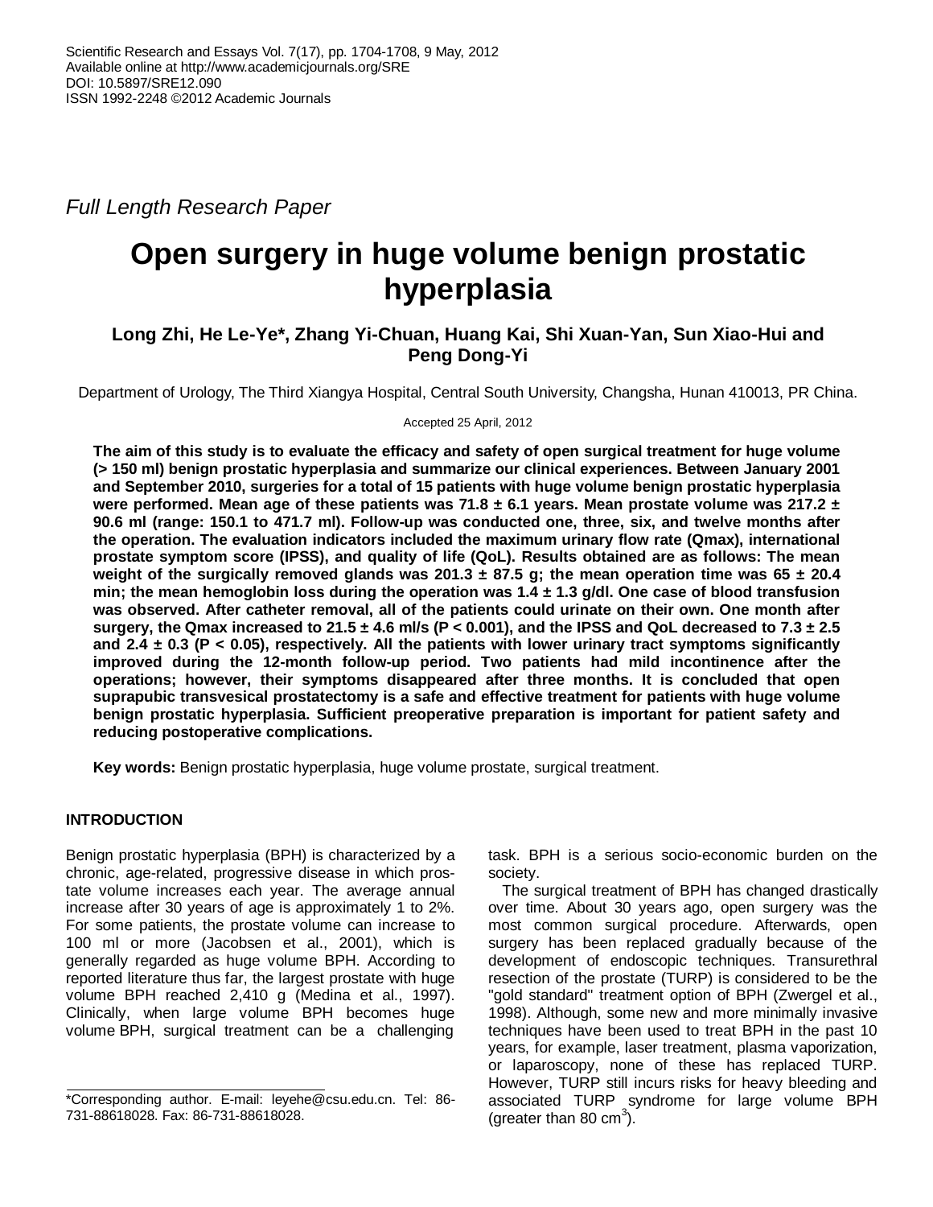Full Length Research Paper

# Open surgery in huge volume benign prostatic hyperplasia

**Long Zhi, He Le-Ye*, Zhang Yi-Chuan, Huang Kai, Shi Xuan-Yan, Sun Xiao-Hui and Peng Dong-Yi**

Department of Urology, The Third Xiangya Hospital, Central South University, Changsha, Hunan 410013, PR China.

Accepted 25 April, 2012

**The aim of this study is to evaluate the efficacy and safety of open surgical treatment for huge volume (> 150 ml) benign prostatic hyperplasia and summarize our clinical experiences. Between January 2001 and September 2010, surgeries for a total of 15 patients with huge volume benign prostatic hyperplasia were performed. Mean age of these patients was 71.8 ± 6.1 years. Mean prostate volume was 217.2 ± 90.6 ml (range: 150.1 to 471.7 ml). Follow-up was conducted one, three, six, and twelve months after the operation. The evaluation indicators included the maximum urinary flow rate (Qmax), international prostate symptom score (IPSS), and quality of life (QoL). Results obtained are as follows: The mean weight of the surgically removed glands was 201.3 ± 87.5 g; the mean operation time was 65 ± 20.4 min; the mean hemoglobin loss during the operation was 1.4 ± 1.3 g/dl. One case of blood transfusion was observed. After catheter removal, all of the patients could urinate on their own. One month after surgery, the Qmax increased to 21.5 ± 4.6 ml/s ($P < 0.001$), and the IPSS and QoL decreased to 7.3 ± 2.5 and 2.4 ± 0.3 ($P < 0.05$), respectively. All the patients with lower urinary tract symptoms significantly improved during the 12-month follow-up period. Two patients had mild incontinence after the operations; however, their symptoms disappeared after three months. It is concluded that open suprapubic transvesical prostatectomy is a safe and effective treatment for patients with huge volume benign prostatic hyperplasia. Sufficient preoperative preparation is important for patient safety and reducing postoperative complications.**

**Key words:** Benign prostatic hyperplasia, huge volume prostate, surgical treatment.

## INTRODUCTION

Benign prostatic hyperplasia (BPH) is characterized by a chronic, age-related, progressive disease in which prostate volume increases each year. The average annual increase after 30 years of age is approximately 1 to 2%. For some patients, the prostate volume can increase to 100 ml or more (Jacobsen et al., 2001), which is generally regarded as huge volume BPH. According to reported literature thus far, the largest prostate with huge volume BPH reached 2,410 g (Medina et al., 1997). Clinically, when large volume BPH becomes huge volume BPH, surgical treatment can be a challenging task. BPH is a serious socio-economic burden on the society.

The surgical treatment of BPH has changed drastically over time. About 30 years ago, open surgery was the most common surgical procedure. Afterwards, open surgery has been replaced gradually because of the development of endoscopic techniques. Transurethral resection of the prostate (TURP) is considered to be the "gold standard" treatment option of BPH (Zwergel et al., 1998). Although, some new and more minimally invasive techniques have been used to treat BPH in the past 10 years, for example, laser treatment, plasma vaporization, or laparoscopy, none of these has replaced TURP. However, TURP still incurs risks for heavy bleeding and associated TURP syndrome for large volume BPH (greater than 80 $cm^3$).

*Corresponding author. E-mail: leyehe@csu.edu.cn. Tel: 86-731-88618028. Fax: 86-731-88618028.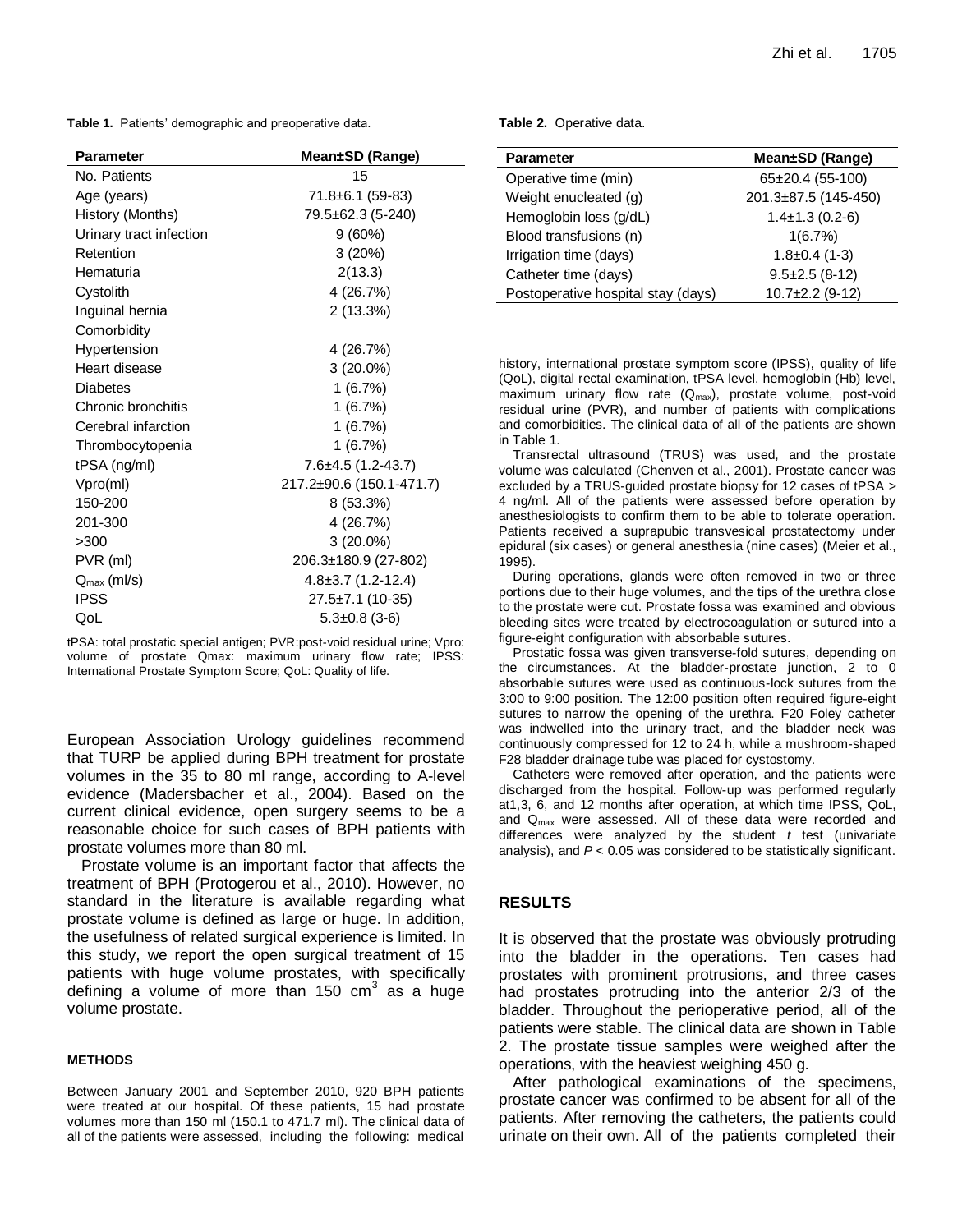**Table 1.** Patients' demographic and preoperative data.

| Parameter | Mean±SD (Range) |
|---|---|
| No. Patients | 15 |
| Age (years) | 71.8±6.1 (59-83) |
| History (Months) | 79.5±62.3 (5-240) |
| Urinary tract infection | 9 (60%) |
| Retention | 3 (20%) |
| Hematuria | 2(13.3) |
| Cystolith | 4 (26.7%) |
| Inguinal hernia | 2 (13.3%) |
| Comorbidity | |
| Hypertension | 4 (26.7%) |
| Heart disease | 3 (20.0%) |
| Diabetes | 1 (6.7%) |
| Chronic bronchitis | 1 (6.7%) |
| Cerebral infarction | 1 (6.7%) |
| Thrombocytopenia | 1 (6.7%) |
| tPSA (ng/ml) | 7.6±4.5 (1.2-43.7) |
| Vpro(ml) | 217.2±90.6 (150.1-471.7) |
| 150-200 | 8 (53.3%) |
| 201-300 | 4 (26.7%) |
| >300 | 3 (20.0%) |
| PVR (ml) | 206.3±180.9 (27-802) |
| $Q_{max}$ (ml/s) | 4.8±3.7 (1.2-12.4) |
| IPSS | 27.5±7.1 (10-35) |
| QoL | 5.3±0.8 (3-6) |

tPSA: total prostatic special antigen; PVR:post-void residual urine; Vpro: volume of prostate Qmax: maximum urinary flow rate; IPSS: International Prostate Symptom Score; QoL: Quality of life.

European Association Urology guidelines recommend that TURP be applied during BPH treatment for prostate volumes in the 35 to 80 ml range, according to A-level evidence (Madersbacher et al., 2004). Based on the current clinical evidence, open surgery seems to be a reasonable choice for such cases of BPH patients with prostate volumes more than 80 ml.

Prostate volume is an important factor that affects the treatment of BPH (Protogerou et al., 2010). However, no standard in the literature is available regarding what prostate volume is defined as large or huge. In addition, the usefulness of related surgical experience is limited. In this study, we report the open surgical treatment of 15 patients with huge volume prostates, with specifically defining a volume of more than 150 $cm^3$ as a huge volume prostate.

## METHODS

Between January 2001 and September 2010, 920 BPH patients were treated at our hospital. Of these patients, 15 had prostate volumes more than 150 ml (150.1 to 471.7 ml). The clinical data of all of the patients were assessed, including the following: medical history, international prostate symptom score (IPSS), quality of life (QoL), digital rectal examination, tPSA level, hemoglobin (Hb) level, maximum urinary flow rate ($Q_{max}$), prostate volume, post-void residual urine (PVR), and number of patients with complications and comorbidities. The clinical data of all of the patients are shown in Table 1.

Transrectal ultrasound (TRUS) was used, and the prostate volume was calculated (Chenven et al., 2001). Prostate cancer was excluded by a TRUS-guided prostate biopsy for 12 cases of tPSA > 4 ng/ml. All of the patients were assessed before operation by anesthesiologists to confirm them to be able to tolerate operation. Patients received a suprapubic transvesical prostatectomy under epidural (six cases) or general anesthesia (nine cases) (Meier et al., 1995).

During operations, glands were often removed in two or three portions due to their huge volumes, and the tips of the urethra close to the prostate were cut. Prostate fossa was examined and obvious bleeding sites were treated by electrocoagulation or sutured into a figure-eight configuration with absorbable sutures.

Prostatic fossa was given transverse-fold sutures, depending on the circumstances. At the bladder-prostate junction, 2 to 0 absorbable sutures were used as continuous-lock sutures from the 3:00 to 9:00 position. The 12:00 position often required figure-eight sutures to narrow the opening of the urethra. F20 Foley catheter was indwelled into the urinary tract, and the bladder neck was continuously compressed for 12 to 24 h, while a mushroom-shaped F28 bladder drainage tube was placed for cystostomy.

Catheters were removed after operation, and the patients were discharged from the hospital. Follow-up was performed regularly at1,3, 6, and 12 months after operation, at which time IPSS, QoL, and $Q_{max}$ were assessed. All of these data were recorded and differences were analyzed by the student *t* test (univariate analysis), and $P < 0.05$ was considered to be statistically significant.

**Table 2.** Operative data.

| Parameter | Mean±SD (Range) |
|---|---|
| Operative time (min) | 65±20.4 (55-100) |
| Weight enucleated (g) | 201.3±87.5 (145-450) |
| Hemoglobin loss (g/dL) | 1.4±1.3 (0.2-6) |
| Blood transfusions (n) | 1(6.7%) |
| Irrigation time (days) | 1.8±0.4 (1-3) |
| Catheter time (days) | 9.5±2.5 (8-12) |
| Postoperative hospital stay (days) | 10.7±2.2 (9-12) |

## RESULTS

It is observed that the prostate was obviously protruding into the bladder in the operations. Ten cases had prostates with prominent protrusions, and three cases had prostates protruding into the anterior 2/3 of the bladder. Throughout the perioperative period, all of the patients were stable. The clinical data are shown in Table 2. The prostate tissue samples were weighed after the operations, with the heaviest weighing 450 g.

After pathological examinations of the specimens, prostate cancer was confirmed to be absent for all of the patients. After removing the catheters, the patients could urinate on their own. All of the patients completed their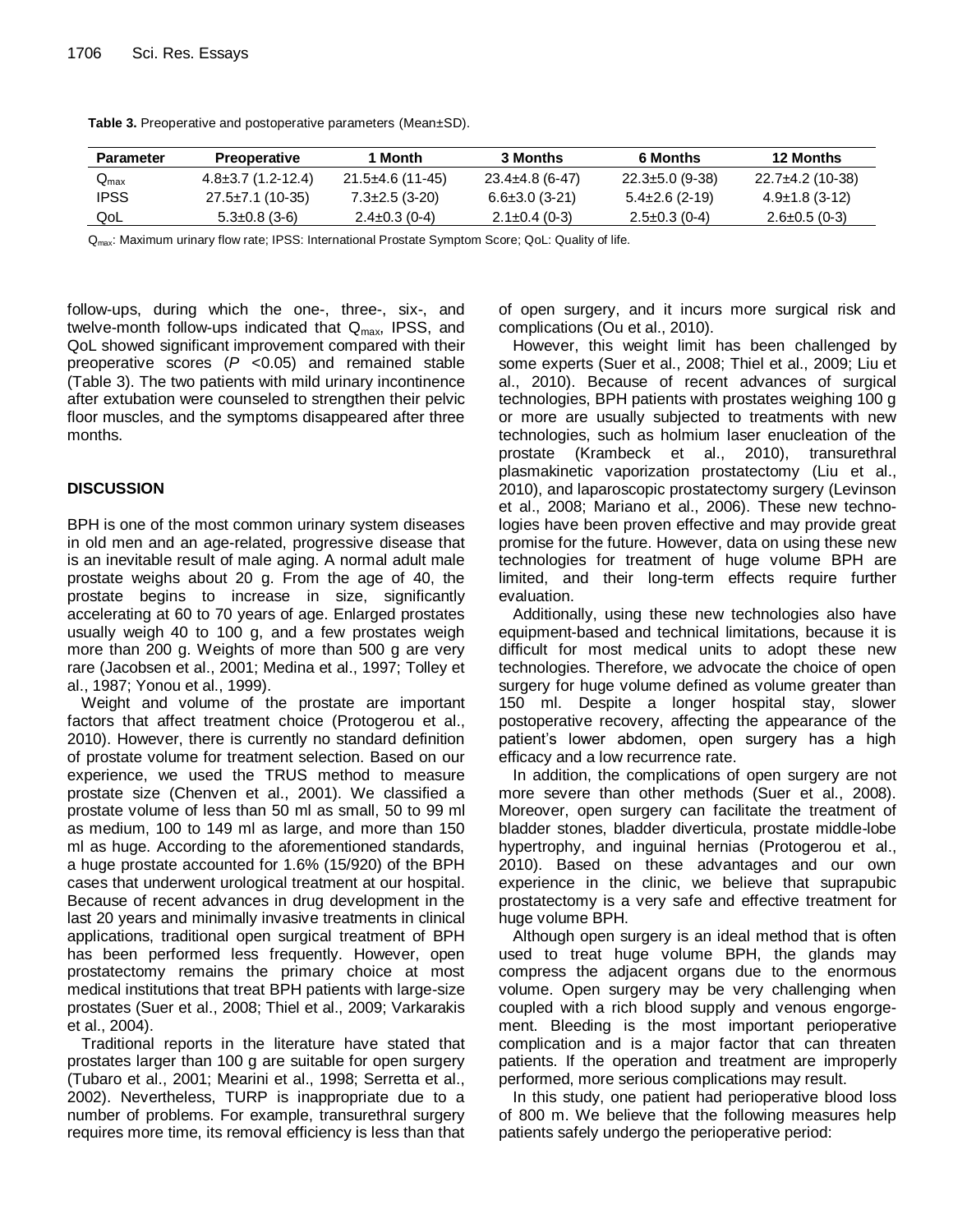**Table 3.** Preoperative and postoperative parameters (Mean±SD).

| Parameter | Preoperative | 1 Month | 3 Months | 6 Months | 12 Months |
|---|---|---|---|---|---|
| $Q_{max}$ | 4.8±3.7 (1.2-12.4) | 21.5±4.6 (11-45) | 23.4±4.8 (6-47) | 22.3±5.0 (9-38) | 22.7±4.2 (10-38) |
| IPSS | 27.5±7.1 (10-35) | 7.3±2.5 (3-20) | 6.6±3.0 (3-21) | 5.4±2.6 (2-19) | 4.9±1.8 (3-12) |
| QoL | 5.3±0.8 (3-6) | 2.4±0.3 (0-4) | 2.1±0.4 (0-3) | 2.5±0.3 (0-4) | 2.6±0.5 (0-3) |

$Q_{max}$: Maximum urinary flow rate; IPSS: International Prostate Symptom Score; QoL: Quality of life.

follow-ups, during which the one-, three-, six-, and twelve-month follow-ups indicated that $Q_{max}$, IPSS, and QoL showed significant improvement compared with their preoperative scores ($P < 0.05$) and remained stable (Table 3). The two patients with mild urinary incontinence after extubation were counseled to strengthen their pelvic floor muscles, and the symptoms disappeared after three months.

## DISCUSSION

BPH is one of the most common urinary system diseases in old men and an age-related, progressive disease that is an inevitable result of male aging. A normal adult male prostate weighs about 20 g. From the age of 40, the prostate begins to increase in size, significantly accelerating at 60 to 70 years of age. Enlarged prostates usually weigh 40 to 100 g, and a few prostates weigh more than 200 g. Weights of more than 500 g are very rare (Jacobsen et al., 2001; Medina et al., 1997; Tolley et al., 1987; Yonou et al., 1999).

Weight and volume of the prostate are important factors that affect treatment choice (Protogerou et al., 2010). However, there is currently no standard definition of prostate volume for treatment selection. Based on our experience, we used the TRUS method to measure prostate size (Chenven et al., 2001). We classified a prostate volume of less than 50 ml as small, 50 to 99 ml as medium, 100 to 149 ml as large, and more than 150 ml as huge. According to the aforementioned standards, a huge prostate accounted for 1.6% (15/920) of the BPH cases that underwent urological treatment at our hospital. Because of recent advances in drug development in the last 20 years and minimally invasive treatments in clinical applications, traditional open surgical treatment of BPH has been performed less frequently. However, open prostatectomy remains the primary choice at most medical institutions that treat BPH patients with large-size prostates (Suer et al., 2008; Thiel et al., 2009; Varkarakis et al., 2004).

Traditional reports in the literature have stated that prostates larger than 100 g are suitable for open surgery (Tubaro et al., 2001; Mearini et al., 1998; Serretta et al., 2002). Nevertheless, TURP is inappropriate due to a number of problems. For example, transurethral surgery requires more time, its removal efficiency is less than that of open surgery, and it incurs more surgical risk and complications (Ou et al., 2010).

However, this weight limit has been challenged by some experts (Suer et al., 2008; Thiel et al., 2009; Liu et al., 2010). Because of recent advances of surgical technologies, BPH patients with prostates weighing 100 g or more are usually subjected to treatments with new technologies, such as holmium laser enucleation of the prostate (Krambeck et al., 2010), transurethral plasmakinetic vaporization prostatectomy (Liu et al., 2010), and laparoscopic prostatectomy surgery (Levinson et al., 2008; Mariano et al., 2006). These new technologies have been proven effective and may provide great promise for the future. However, data on using these new technologies for treatment of huge volume BPH are limited, and their long-term effects require further evaluation.

Additionally, using these new technologies also have equipment-based and technical limitations, because it is difficult for most medical units to adopt these new technologies. Therefore, we advocate the choice of open surgery for huge volume defined as volume greater than 150 ml. Despite a longer hospital stay, slower postoperative recovery, affecting the appearance of the patient's lower abdomen, open surgery has a high efficacy and a low recurrence rate.

In addition, the complications of open surgery are not more severe than other methods (Suer et al., 2008). Moreover, open surgery can facilitate the treatment of bladder stones, bladder diverticula, prostate middle-lobe hypertrophy, and inguinal hernias (Protogerou et al., 2010). Based on these advantages and our own experience in the clinic, we believe that suprapubic prostatectomy is a very safe and effective treatment for huge volume BPH.

Although open surgery is an ideal method that is often used to treat huge volume BPH, the glands may compress the adjacent organs due to the enormous volume. Open surgery may be very challenging when coupled with a rich blood supply and venous engorgement. Bleeding is the most important perioperative complication and is a major factor that can threaten patients. If the operation and treatment are improperly performed, more serious complications may result.

In this study, one patient had perioperative blood loss of 800 m. We believe that the following measures help patients safely undergo the perioperative period: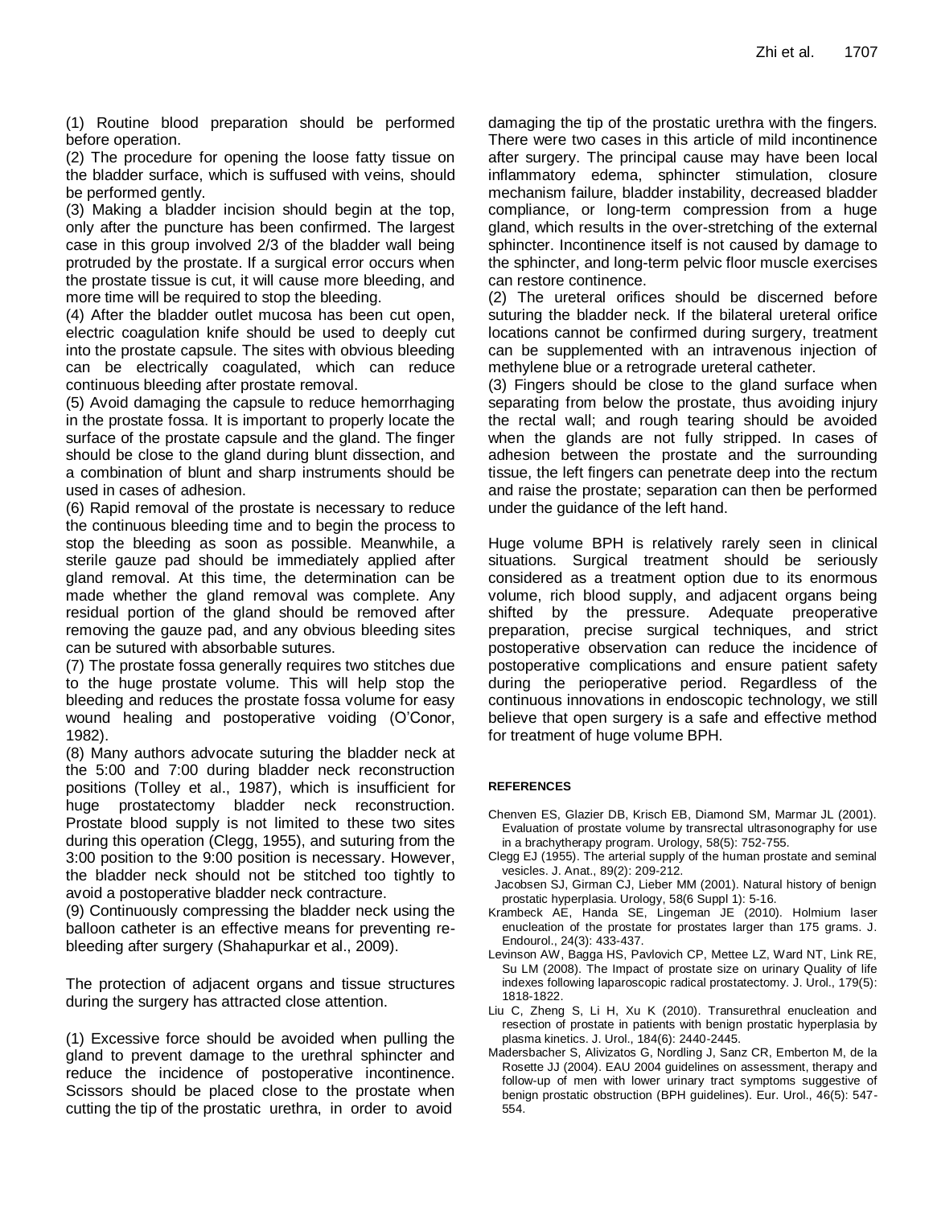(1) Routine blood preparation should be performed before operation.

(2) The procedure for opening the loose fatty tissue on the bladder surface, which is suffused with veins, should be performed gently.

(3) Making a bladder incision should begin at the top, only after the puncture has been confirmed. The largest case in this group involved 2/3 of the bladder wall being protruded by the prostate. If a surgical error occurs when the prostate tissue is cut, it will cause more bleeding, and more time will be required to stop the bleeding.

(4) After the bladder outlet mucosa has been cut open, electric coagulation knife should be used to deeply cut into the prostate capsule. The sites with obvious bleeding can be electrically coagulated, which can reduce continuous bleeding after prostate removal.

(5) Avoid damaging the capsule to reduce hemorrhaging in the prostate fossa. It is important to properly locate the surface of the prostate capsule and the gland. The finger should be close to the gland during blunt dissection, and a combination of blunt and sharp instruments should be used in cases of adhesion.

(6) Rapid removal of the prostate is necessary to reduce the continuous bleeding time and to begin the process to stop the bleeding as soon as possible. Meanwhile, a sterile gauze pad should be immediately applied after gland removal. At this time, the determination can be made whether the gland removal was complete. Any residual portion of the gland should be removed after removing the gauze pad, and any obvious bleeding sites can be sutured with absorbable sutures.

(7) The prostate fossa generally requires two stitches due to the huge prostate volume. This will help stop the bleeding and reduces the prostate fossa volume for easy wound healing and postoperative voiding (O'Conor, 1982).

(8) Many authors advocate suturing the bladder neck at the 5:00 and 7:00 during bladder neck reconstruction positions (Tolley et al., 1987), which is insufficient for huge prostatectomy bladder neck reconstruction. Prostate blood supply is not limited to these two sites during this operation (Clegg, 1955), and suturing from the 3:00 position to the 9:00 position is necessary. However, the bladder neck should not be stitched too tightly to avoid a postoperative bladder neck contracture.

(9) Continuously compressing the bladder neck using the balloon catheter is an effective means for preventing re-bleeding after surgery (Shahapurkar et al., 2009).

The protection of adjacent organs and tissue structures during the surgery has attracted close attention.

(1) Excessive force should be avoided when pulling the gland to prevent damage to the urethral sphincter and reduce the incidence of postoperative incontinence. Scissors should be placed close to the prostate when cutting the tip of the prostatic urethra, in order to avoid damaging the tip of the prostatic urethra with the fingers. There were two cases in this article of mild incontinence after surgery. The principal cause may have been local inflammatory edema, sphincter stimulation, closure mechanism failure, bladder instability, decreased bladder compliance, or long-term compression from a huge gland, which results in the over-stretching of the external sphincter. Incontinence itself is not caused by damage to the sphincter, and long-term pelvic floor muscle exercises can restore continence.

(2) The ureteral orifices should be discerned before suturing the bladder neck. If the bilateral ureteral orifice locations cannot be confirmed during surgery, treatment can be supplemented with an intravenous injection of methylene blue or a retrograde ureteral catheter.

(3) Fingers should be close to the gland surface when separating from below the prostate, thus avoiding injury the rectal wall; and rough tearing should be avoided when the glands are not fully stripped. In cases of adhesion between the prostate and the surrounding tissue, the left fingers can penetrate deep into the rectum and raise the prostate; separation can then be performed under the guidance of the left hand.

Huge volume BPH is relatively rarely seen in clinical situations. Surgical treatment should be seriously considered as a treatment option due to its enormous volume, rich blood supply, and adjacent organs being shifted by the pressure. Adequate preoperative preparation, precise surgical techniques, and strict postoperative observation can reduce the incidence of postoperative complications and ensure patient safety during the perioperative period. Regardless of the continuous innovations in endoscopic technology, we still believe that open surgery is a safe and effective method for treatment of huge volume BPH.

## REFERENCES

Chenven ES, Glazier DB, Krisch EB, Diamond SM, Marmar JL (2001). Evaluation of prostate volume by transrectal ultrasonography for use in a brachytherapy program. Urology, 58(5): 752-755.

Clegg EJ (1955). The arterial supply of the human prostate and seminal vesicles. J. Anat., 89(2): 209-212.

Jacobsen SJ, Girman CJ, Lieber MM (2001). Natural history of benign prostatic hyperplasia. Urology, 58(6 Suppl 1): 5-16.

Krambeck AE, Handa SE, Lingeman JE (2010). Holmium laser enucleation of the prostate for prostates larger than 175 grams. J. Endourol., 24(3): 433-437.

Levinson AW, Bagga HS, Pavlovich CP, Mettee LZ, Ward NT, Link RE, Su LM (2008). The Impact of prostate size on urinary Quality of life indexes following laparoscopic radical prostatectomy. J. Urol., 179(5): 1818-1822.

Liu C, Zheng S, Li H, Xu K (2010). Transurethral enucleation and resection of prostate in patients with benign prostatic hyperplasia by plasma kinetics. J. Urol., 184(6): 2440-2445.

Madersbacher S, Alivizatos G, Nordling J, Sanz CR, Emberton M, de la Rosette JJ (2004). EAU 2004 guidelines on assessment, therapy and follow-up of men with lower urinary tract symptoms suggestive of benign prostatic obstruction (BPH guidelines). Eur. Urol., 46(5): 547-554.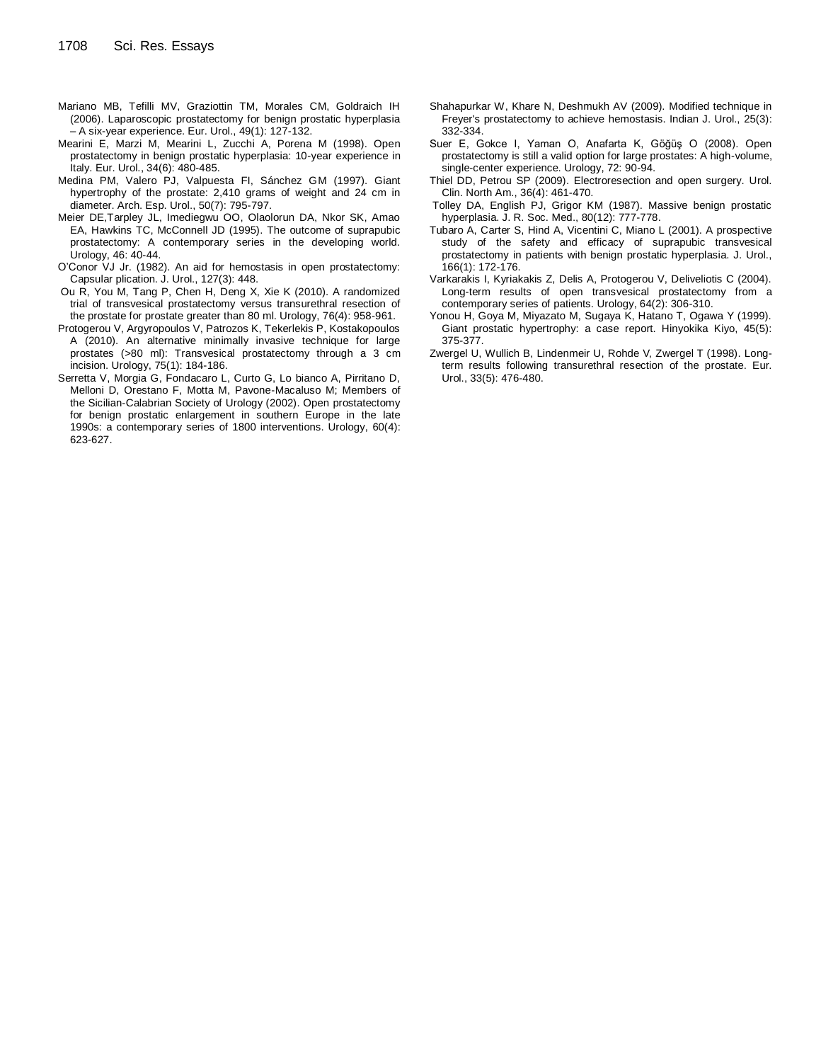Mariano MB, Tefilli MV, Graziottin TM, Morales CM, Goldraich IH (2006). Laparoscopic prostatectomy for benign prostatic hyperplasia – A six-year experience. Eur. Urol., 49(1): 127-132.

Mearini E, Marzi M, Mearini L, Zucchi A, Porena M (1998). Open prostatectomy in benign prostatic hyperplasia: 10-year experience in Italy. Eur. Urol., 34(6): 480-485.

Medina PM, Valero PJ, Valpuesta FI, Sánchez GM (1997). Giant hypertrophy of the prostate: 2,410 grams of weight and 24 cm in diameter. Arch. Esp. Urol., 50(7): 795-797.

Meier DE,Tarpley JL, Imediegwu OO, Olaolorun DA, Nkor SK, Amao EA, Hawkins TC, McConnell JD (1995). The outcome of suprapubic prostatectomy: A contemporary series in the developing world. Urology, 46: 40-44.

O'Conor VJ Jr. (1982). An aid for hemostasis in open prostatectomy: Capsular plication. J. Urol., 127(3): 448.

Ou R, You M, Tang P, Chen H, Deng X, Xie K (2010). A randomized trial of transvesical prostatectomy versus transurethral resection of the prostate for prostate greater than 80 ml. Urology, 76(4): 958-961.

Protogerou V, Argyropoulos V, Patrozos K, Tekerlekis P, Kostakopoulos A (2010). An alternative minimally invasive technique for large prostates (>80 ml): Transvesical prostatectomy through a 3 cm incision. Urology, 75(1): 184-186.

Serretta V, Morgia G, Fondacaro L, Curto G, Lo bianco A, Pirritano D, Melloni D, Orestano F, Motta M, Pavone-Macaluso M; Members of the Sicilian-Calabrian Society of Urology (2002). Open prostatectomy for benign prostatic enlargement in southern Europe in the late 1990s: a contemporary series of 1800 interventions. Urology, 60(4): 623-627.

Shahapurkar W, Khare N, Deshmukh AV (2009). Modified technique in Freyer's prostatectomy to achieve hemostasis. Indian J. Urol., 25(3): 332-334.

Suer E, Gokce I, Yaman O, Anafarta K, Göğüş O (2008). Open prostatectomy is still a valid option for large prostates: A high-volume, single-center experience. Urology, 72: 90-94.

Thiel DD, Petrou SP (2009). Electroresection and open surgery. Urol. Clin. North Am., 36(4): 461-470.

Tolley DA, English PJ, Grigor KM (1987). Massive benign prostatic hyperplasia. J. R. Soc. Med., 80(12): 777-778.

Tubaro A, Carter S, Hind A, Vicentini C, Miano L (2001). A prospective study of the safety and efficacy of suprapubic transvesical prostatectomy in patients with benign prostatic hyperplasia. J. Urol., 166(1): 172-176.

Varkarakis I, Kyriakakis Z, Delis A, Protogerou V, Deliveliotis C (2004). Long-term results of open transvesical prostatectomy from a contemporary series of patients. Urology, 64(2): 306-310.

Yonou H, Goya M, Miyazato M, Sugaya K, Hatano T, Ogawa Y (1999). Giant prostatic hypertrophy: a case report. Hinyokika Kiyo, 45(5): 375-377.

Zwergel U, Wullich B, Lindenmeir U, Rohde V, Zwergel T (1998). Long-term results following transurethral resection of the prostate. Eur. Urol., 33(5): 476-480.